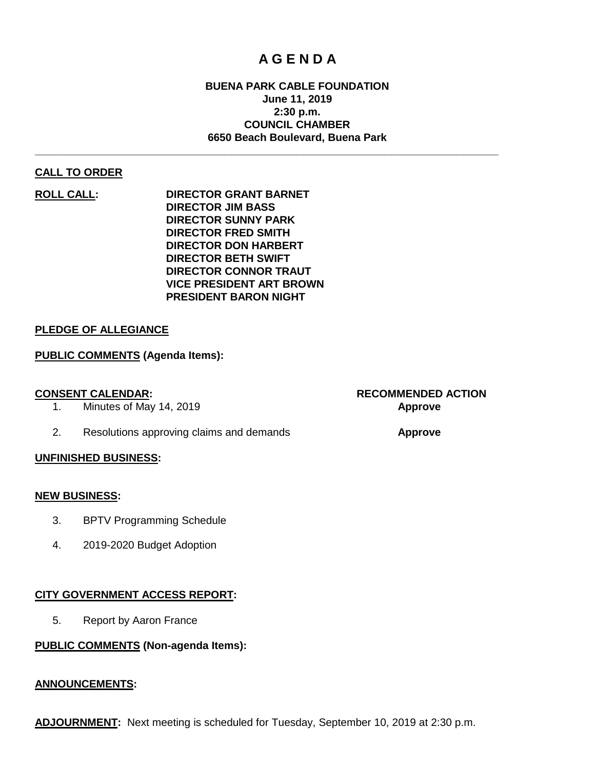# A G E N D A

**BUENA PARK CABLE FOUNDATION**
**June 11, 2019**
**2:30 p.m.**
**COUNCIL CHAMBER**
**6650 Beach Boulevard, Buena Park**

---

**CALL TO ORDER**

**ROLL CALL:**

**DIRECTOR GRANT BARNET**
**DIRECTOR JIM BASS**
**DIRECTOR SUNNY PARK**
**DIRECTOR FRED SMITH**
**DIRECTOR DON HARBERT**
**DIRECTOR BETH SWIFT**
**DIRECTOR CONNOR TRAUT**
**VICE PRESIDENT ART BROWN**
**PRESIDENT BARON NIGHT**

**PLEDGE OF ALLEGIANCE**

**PUBLIC COMMENTS (Agenda Items):**

**CONSENT CALENDAR:**

| | | RECOMMENDED ACTION |
|---|---|---|
| 1. | Minutes of May 14, 2019 | **Approve** |
| 2. | Resolutions approving claims and demands | **Approve** |

**UNFINISHED BUSINESS:**

**NEW BUSINESS:**

3. BPTV Programming Schedule

4. 2019-2020 Budget Adoption

**CITY GOVERNMENT ACCESS REPORT:**

5. Report by Aaron France

**PUBLIC COMMENTS (Non-agenda Items):**

**ANNOUNCEMENTS:**

**ADJOURNMENT:** Next meeting is scheduled for Tuesday, September 10, 2019 at 2:30 p.m.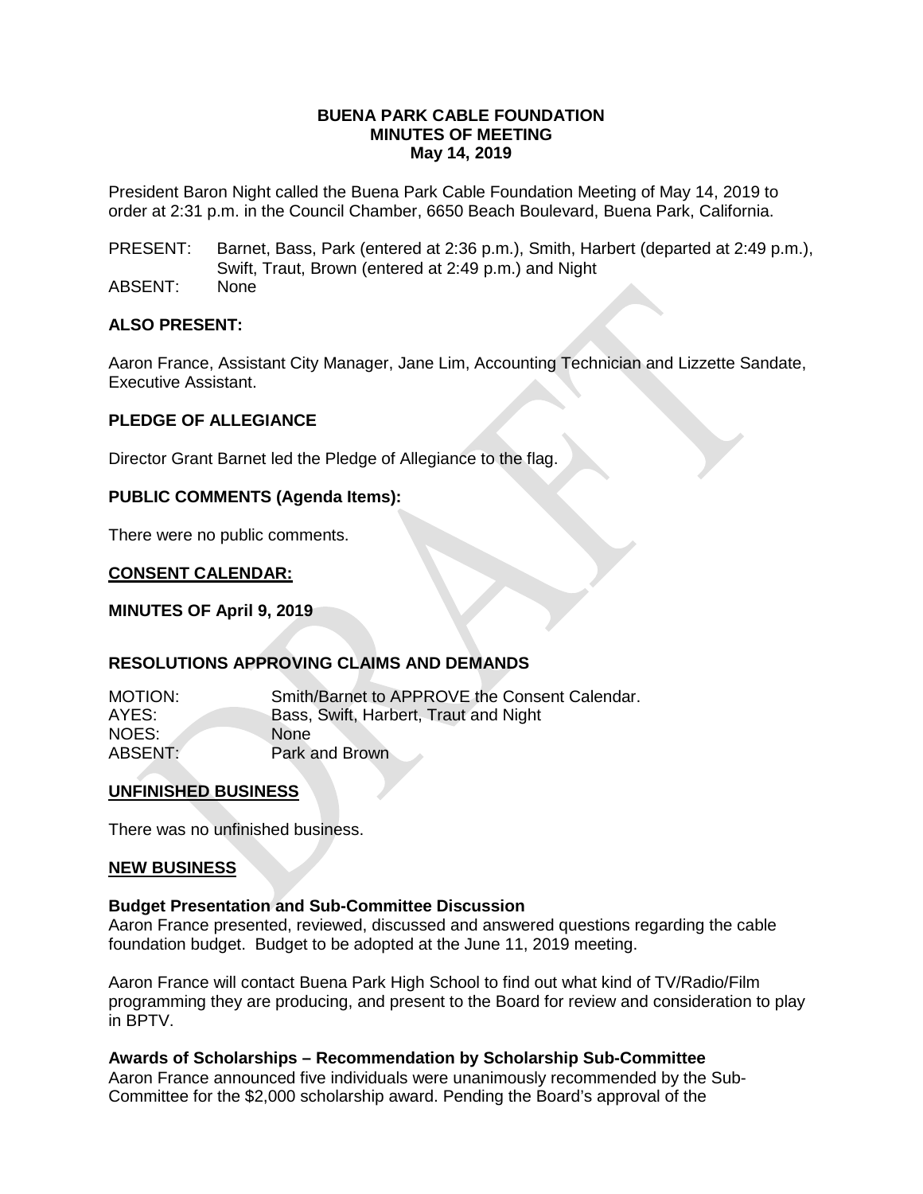**BUENA PARK CABLE FOUNDATION**
**MINUTES OF MEETING**
**May 14, 2019**

President Baron Night called the Buena Park Cable Foundation Meeting of May 14, 2019 to order at 2:31 p.m. in the Council Chamber, 6650 Beach Boulevard, Buena Park, California.

| | |
|---|---|
| PRESENT: | Barnet, Bass, Park (entered at 2:36 p.m.), Smith, Harbert (departed at 2:49 p.m.), Swift, Traut, Brown (entered at 2:49 p.m.) and Night |
| ABSENT: | None |

## ALSO PRESENT:

Aaron France, Assistant City Manager, Jane Lim, Accounting Technician and Lizzette Sandate, Executive Assistant.

## PLEDGE OF ALLEGIANCE

Director Grant Barnet led the Pledge of Allegiance to the flag.

## PUBLIC COMMENTS (Agenda Items):

There were no public comments.

## CONSENT CALENDAR:

**MINUTES OF April 9, 2019**

**RESOLUTIONS APPROVING CLAIMS AND DEMANDS**

| | |
|---|---|
| MOTION: | Smith/Barnet to APPROVE the Consent Calendar. |
| AYES: | Bass, Swift, Harbert, Traut and Night |
| NOES: | None |
| ABSENT: | Park and Brown |

## UNFINISHED BUSINESS

There was no unfinished business.

## NEW BUSINESS

**Budget Presentation and Sub-Committee Discussion**
Aaron France presented, reviewed, discussed and answered questions regarding the cable foundation budget. Budget to be adopted at the June 11, 2019 meeting.

Aaron France will contact Buena Park High School to find out what kind of TV/Radio/Film programming they are producing, and present to the Board for review and consideration to play in BPTV.

**Awards of Scholarships – Recommendation by Scholarship Sub-Committee**
Aaron France announced five individuals were unanimously recommended by the Sub-Committee for the $2,000 scholarship award. Pending the Board's approval of the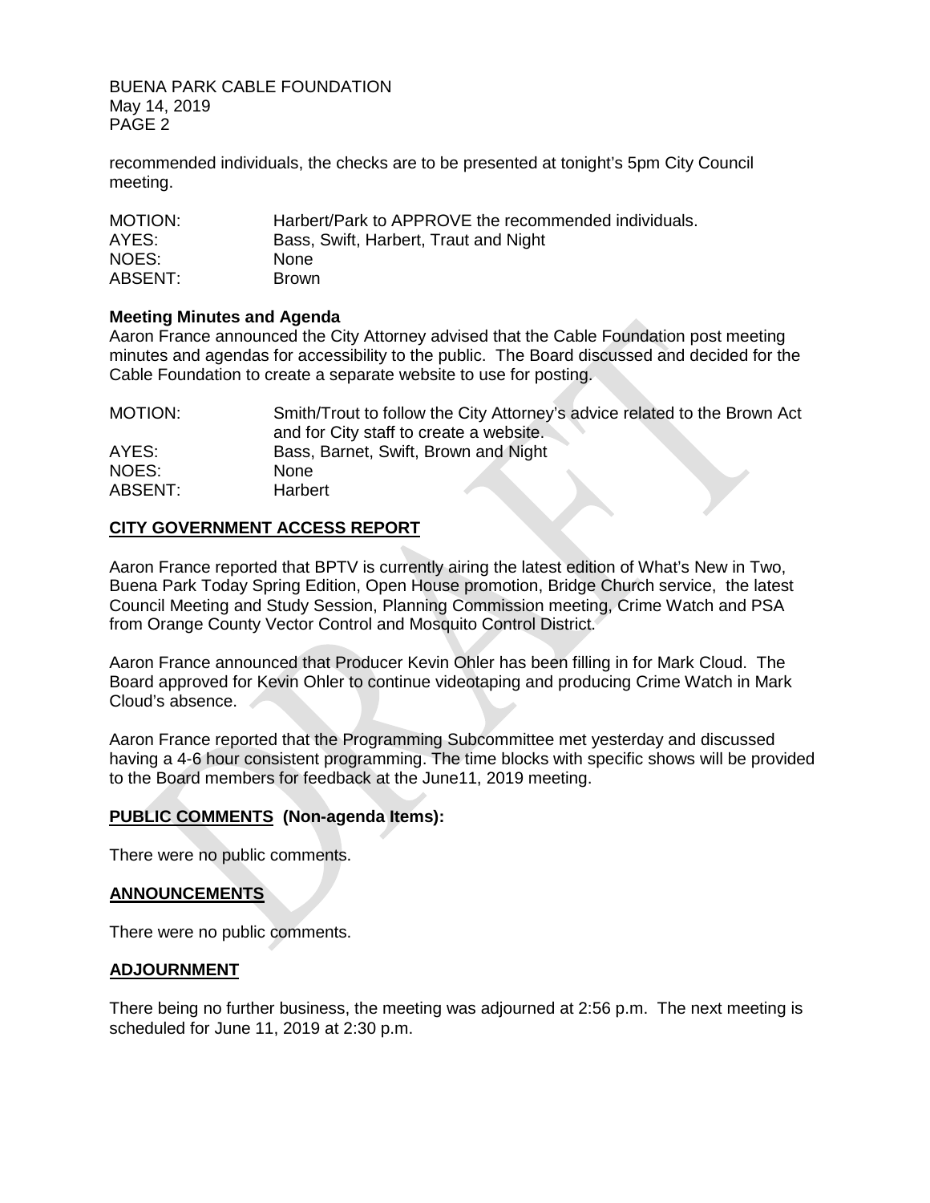recommended individuals, the checks are to be presented at tonight's 5pm City Council meeting.

| | |
|---|---|
| MOTION: | Harbert/Park to APPROVE the recommended individuals. |
| AYES: | Bass, Swift, Harbert, Traut and Night |
| NOES: | None |
| ABSENT: | Brown |

**Meeting Minutes and Agenda**

Aaron France announced the City Attorney advised that the Cable Foundation post meeting minutes and agendas for accessibility to the public. The Board discussed and decided for the Cable Foundation to create a separate website to use for posting.

| | |
|---|---|
| MOTION: | Smith/Trout to follow the City Attorney's advice related to the Brown Act and for City staff to create a website. |
| AYES: | Bass, Barnet, Swift, Brown and Night |
| NOES: | None |
| ABSENT: | Harbert |

## CITY GOVERNMENT ACCESS REPORT

Aaron France reported that BPTV is currently airing the latest edition of What's New in Two, Buena Park Today Spring Edition, Open House promotion, Bridge Church service, the latest Council Meeting and Study Session, Planning Commission meeting, Crime Watch and PSA from Orange County Vector Control and Mosquito Control District.

Aaron France announced that Producer Kevin Ohler has been filling in for Mark Cloud. The Board approved for Kevin Ohler to continue videotaping and producing Crime Watch in Mark Cloud's absence.

Aaron France reported that the Programming Subcommittee met yesterday and discussed having a 4-6 hour consistent programming. The time blocks with specific shows will be provided to the Board members for feedback at the June11, 2019 meeting.

## PUBLIC COMMENTS (Non-agenda Items):

There were no public comments.

## ANNOUNCEMENTS

There were no public comments.

## ADJOURNMENT

There being no further business, the meeting was adjourned at 2:56 p.m. The next meeting is scheduled for June 11, 2019 at 2:30 p.m.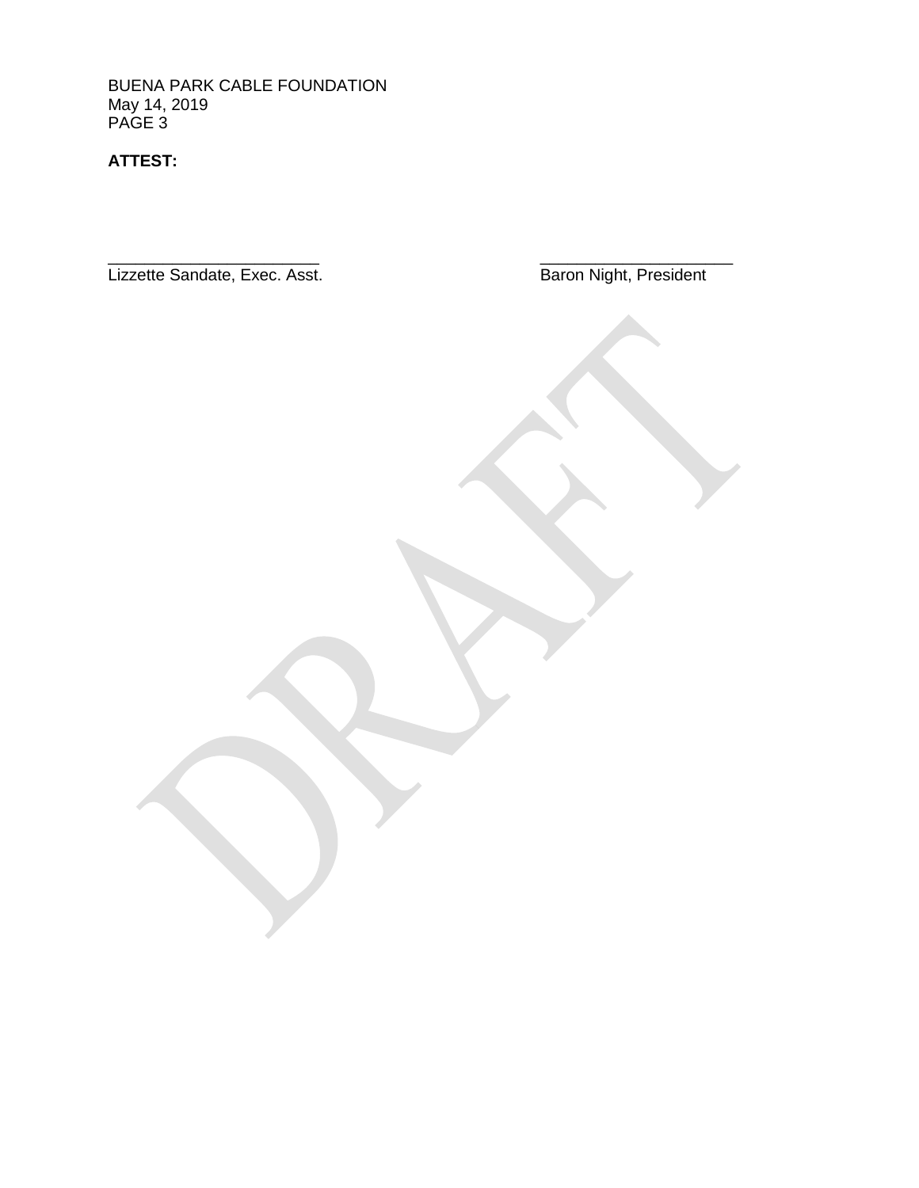**ATTEST:**

_______________________ _____________________

Lizzette Sandate, Exec. Asst. Baron Night, President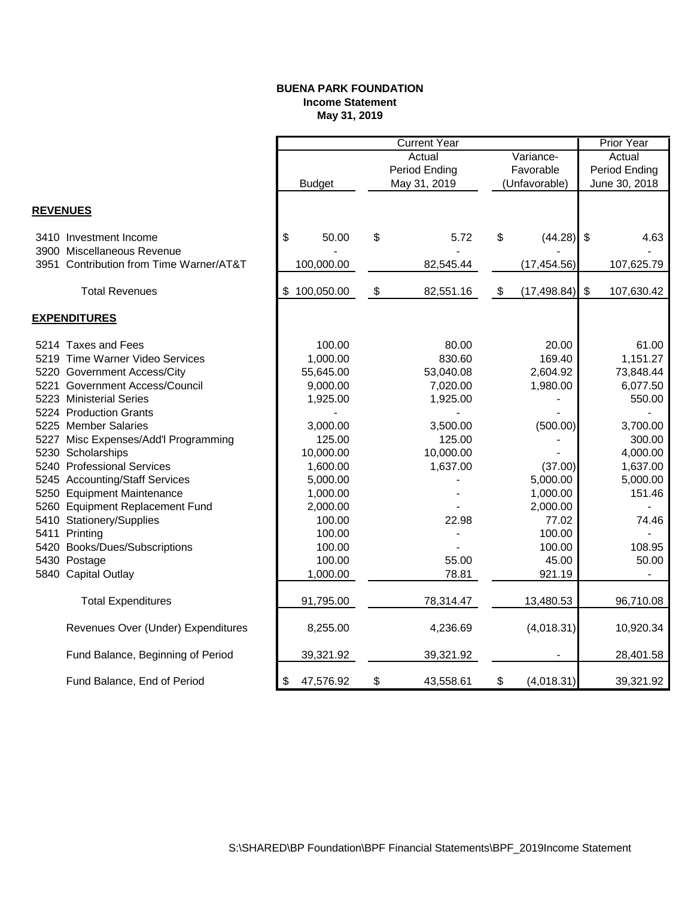**BUENA PARK FOUNDATION**
**Income Statement**
**May 31, 2019**

| | Current Year | | | Prior Year |
|---|---|---|---|---|
| | Budget | Actual Period Ending May 31, 2019 | Variance-Favorable (Unfavorable) | Actual Period Ending June 30, 2018 |
| **REVENUES** | | | | |
| 3410 Investment Income | $ 50.00 | $ 5.72 | $ (44.28) | $ 4.63 |
| 3900 Miscellaneous Revenue | - | - | - | - |
| 3951 Contribution from Time Warner/AT&T | 100,000.00 | 82,545.44 | (17,454.56) | 107,625.79 |
| Total Revenues | $ 100,050.00 | $ 82,551.16 | $ (17,498.84) | $ 107,630.42 |
| **EXPENDITURES** | | | | |
| 5214 Taxes and Fees | 100.00 | 80.00 | 20.00 | 61.00 |
| 5219 Time Warner Video Services | 1,000.00 | 830.60 | 169.40 | 1,151.27 |
| 5220 Government Access/City | 55,645.00 | 53,040.08 | 2,604.92 | 73,848.44 |
| 5221 Government Access/Council | 9,000.00 | 7,020.00 | 1,980.00 | 6,077.50 |
| 5223 Ministerial Series | 1,925.00 | 1,925.00 | - | 550.00 |
| 5224 Production Grants | - | - | - | - |
| 5225 Member Salaries | 3,000.00 | 3,500.00 | (500.00) | 3,700.00 |
| 5227 Misc Expenses/Add'l Programming | 125.00 | 125.00 | - | 300.00 |
| 5230 Scholarships | 10,000.00 | 10,000.00 | - | 4,000.00 |
| 5240 Professional Services | 1,600.00 | 1,637.00 | (37.00) | 1,637.00 |
| 5245 Accounting/Staff Services | 5,000.00 | - | 5,000.00 | 5,000.00 |
| 5250 Equipment Maintenance | 1,000.00 | - | 1,000.00 | 151.46 |
| 5260 Equipment Replacement Fund | 2,000.00 | - | 2,000.00 | - |
| 5410 Stationery/Supplies | 100.00 | 22.98 | 77.02 | 74.46 |
| 5411 Printing | 100.00 | - | 100.00 | - |
| 5420 Books/Dues/Subscriptions | 100.00 | - | 100.00 | 108.95 |
| 5430 Postage | 100.00 | 55.00 | 45.00 | 50.00 |
| 5840 Capital Outlay | 1,000.00 | 78.81 | 921.19 | - |
| Total Expenditures | 91,795.00 | 78,314.47 | 13,480.53 | 96,710.08 |
| Revenues Over (Under) Expenditures | 8,255.00 | 4,236.69 | (4,018.31) | 10,920.34 |
| Fund Balance, Beginning of Period | 39,321.92 | 39,321.92 | - | 28,401.58 |
| Fund Balance, End of Period | $ 47,576.92 | $ 43,558.61 | $ (4,018.31) | 39,321.92 |

S:\SHARED\BP Foundation\BPF Financial Statements\BPF_2019Income Statement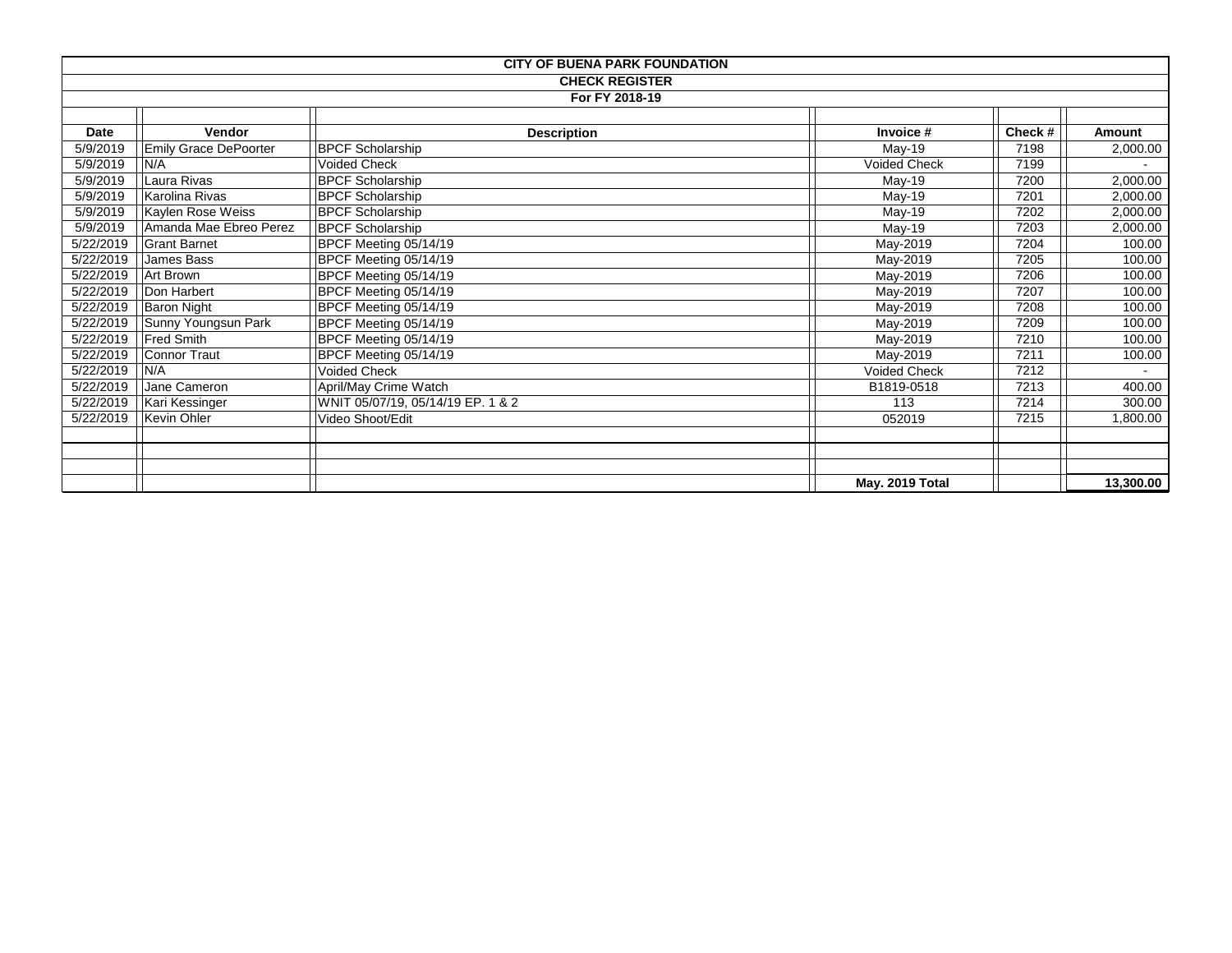**CITY OF BUENA PARK FOUNDATION**

**CHECK REGISTER**

**For FY 2018-19**

| Date | Vendor | Description | Invoice # | Check # | Amount |
|---|---|---|---|---|---|
| 5/9/2019 | Emily Grace DePoorter | BPCF Scholarship | May-19 | 7198 | 2,000.00 |
| 5/9/2019 | N/A | Voided Check | Voided Check | 7199 | - |
| 5/9/2019 | Laura Rivas | BPCF Scholarship | May-19 | 7200 | 2,000.00 |
| 5/9/2019 | Karolina Rivas | BPCF Scholarship | May-19 | 7201 | 2,000.00 |
| 5/9/2019 | Kaylen Rose Weiss | BPCF Scholarship | May-19 | 7202 | 2,000.00 |
| 5/9/2019 | Amanda Mae Ebreo Perez | BPCF Scholarship | May-19 | 7203 | 2,000.00 |
| 5/22/2019 | Grant Barnet | BPCF Meeting 05/14/19 | May-2019 | 7204 | 100.00 |
| 5/22/2019 | James Bass | BPCF Meeting 05/14/19 | May-2019 | 7205 | 100.00 |
| 5/22/2019 | Art Brown | BPCF Meeting 05/14/19 | May-2019 | 7206 | 100.00 |
| 5/22/2019 | Don Harbert | BPCF Meeting 05/14/19 | May-2019 | 7207 | 100.00 |
| 5/22/2019 | Baron Night | BPCF Meeting 05/14/19 | May-2019 | 7208 | 100.00 |
| 5/22/2019 | Sunny Youngsun Park | BPCF Meeting 05/14/19 | May-2019 | 7209 | 100.00 |
| 5/22/2019 | Fred Smith | BPCF Meeting 05/14/19 | May-2019 | 7210 | 100.00 |
| 5/22/2019 | Connor Traut | BPCF Meeting 05/14/19 | May-2019 | 7211 | 100.00 |
| 5/22/2019 | N/A | Voided Check | Voided Check | 7212 | - |
| 5/22/2019 | Jane Cameron | April/May Crime Watch | B1819-0518 | 7213 | 400.00 |
| 5/22/2019 | Kari Kessinger | WNIT 05/07/19, 05/14/19 EP. 1 & 2 | 113 | 7214 | 300.00 |
| 5/22/2019 | Kevin Ohler | Video Shoot/Edit | 052019 | 7215 | 1,800.00 |
| | | | | | |
| | | | | | |
| | | | | | |
| | | | **May. 2019 Total** | | **13,300.00** |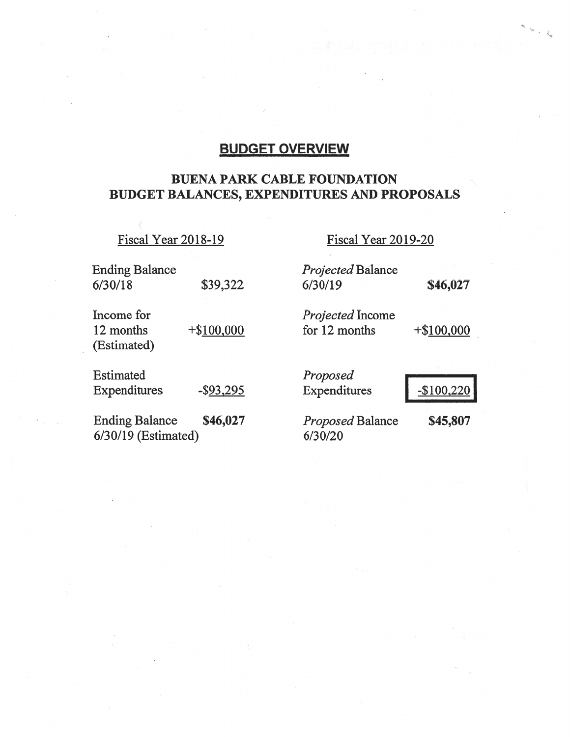## BUDGET OVERVIEW

### BUENA PARK CABLE FOUNDATION
### BUDGET BALANCES, EXPENDITURES AND PROPOSALS

| Fiscal Year 2018-19 | | Fiscal Year 2019-20 | |
|---|---|---|---|
| Ending Balance 6/30/18 | $39,322 | *Projected* Balance 6/30/19 | **$46,027** |
| Income for 12 months (Estimated) | +$100,000 | *Projected* Income for 12 months | +$100,000 |
| Estimated Expenditures | -$93,295 | *Proposed* Expenditures | -$100,220 |
| Ending Balance 6/30/19 (Estimated) | **$46,027** | *Proposed* Balance 6/30/20 | **$45,807** |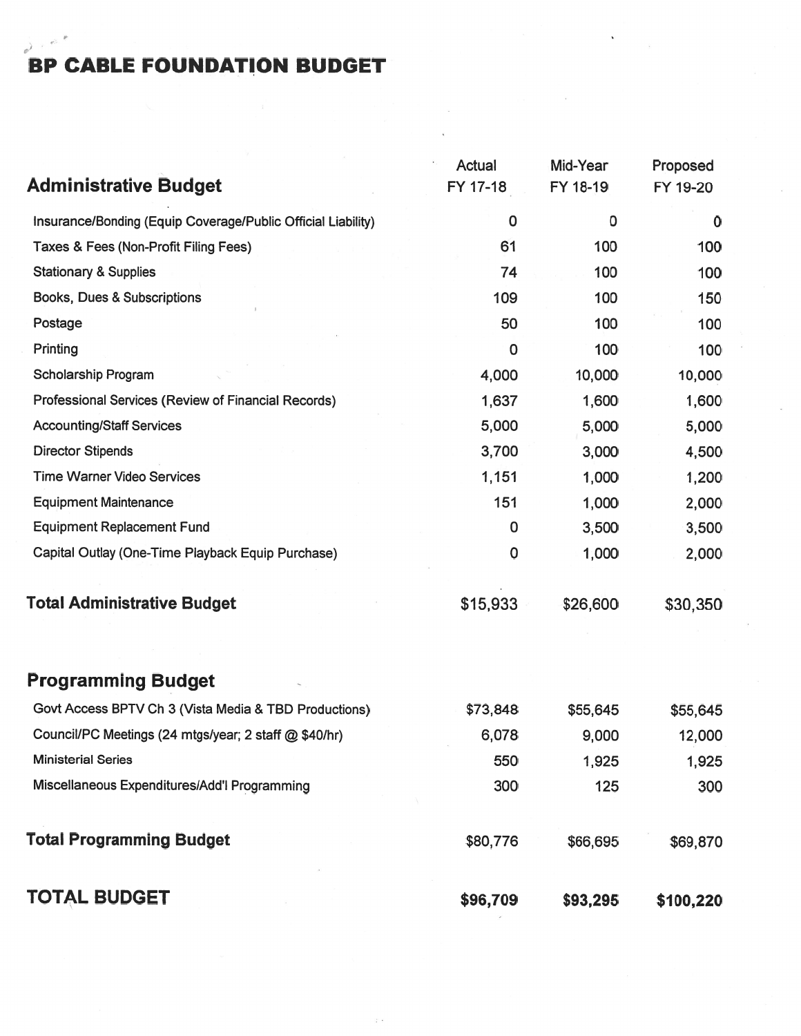# BP CABLE FOUNDATION BUDGET

| Administrative Budget | Actual FY 17-18 | Mid-Year FY 18-19 | Proposed FY 19-20 |
|---|---|---|---|
| Insurance/Bonding (Equip Coverage/Public Official Liability) | 0 | 0 | 0 |
| Taxes & Fees (Non-Profit Filing Fees) | 61 | 100 | 100 |
| Stationary & Supplies | 74 | 100 | 100 |
| Books, Dues & Subscriptions | 109 | 100 | 150 |
| Postage | 50 | 100 | 100 |
| Printing | 0 | 100 | 100 |
| Scholarship Program | 4,000 | 10,000 | 10,000 |
| Professional Services (Review of Financial Records) | 1,637 | 1,600 | 1,600 |
| Accounting/Staff Services | 5,000 | 5,000 | 5,000 |
| Director Stipends | 3,700 | 3,000 | 4,500 |
| Time Warner Video Services | 1,151 | 1,000 | 1,200 |
| Equipment Maintenance | 151 | 1,000 | 2,000 |
| Equipment Replacement Fund | 0 | 3,500 | 3,500 |
| Capital Outlay (One-Time Playback Equip Purchase) | 0 | 1,000 | 2,000 |
| **Total Administrative Budget** | $15,933 | $26,600 | $30,350 |

| Programming Budget | Actual FY 17-18 | Mid-Year FY 18-19 | Proposed FY 19-20 |
|---|---|---|---|
| Govt Access BPTV Ch 3 (Vista Media & TBD Productions) | $73,848 | $55,645 | $55,645 |
| Council/PC Meetings (24 mtgs/year; 2 staff @ $40/hr) | 6,078 | 9,000 | 12,000 |
| Ministerial Series | 550 | 1,925 | 1,925 |
| Miscellaneous Expenditures/Add'l Programming | 300 | 125 | 300 |
| **Total Programming Budget** | $80,776 | $66,695 | $69,870 |
| **TOTAL BUDGET** | **$96,709** | **$93,295** | **$100,220** |